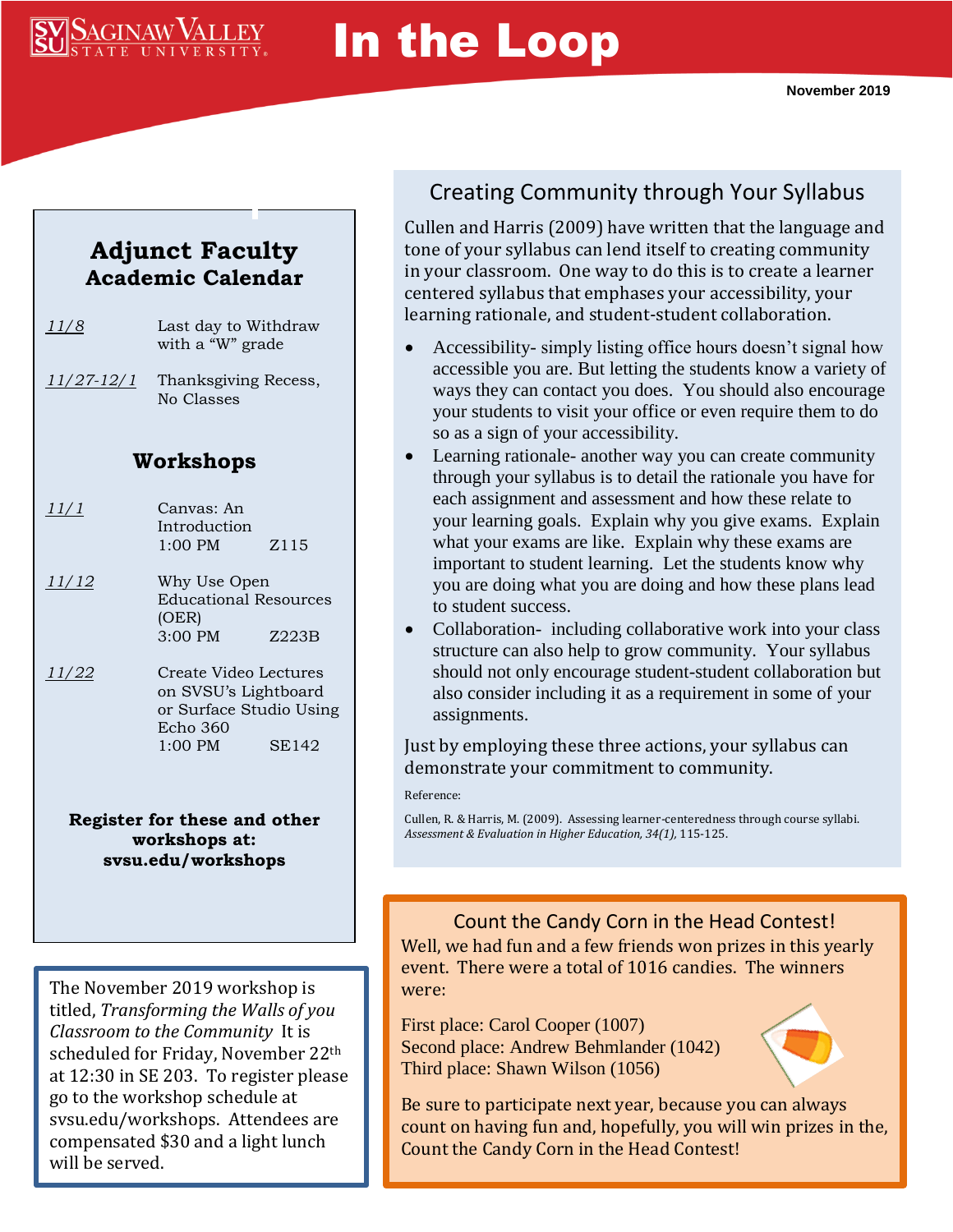# In the Loop

Saginaw Valley State University

November 2019

## Adjunct Faculty Academic Calendar

| | |
|---|---|
| 11/8 | Last day to Withdraw with a "W" grade |
| 11/27-12/1 | Thanksgiving Recess, No Classes |

## Workshops

| | |
|---|---|
| 11/1 | Canvas: An Introduction 1:00 PM Z115 |
| 11/12 | Why Use Open Educational Resources (OER) 3:00 PM Z223B |
| 11/22 | Create Video Lectures on SVSU's Lightboard or Surface Studio Using Echo 360 1:00 PM SE142 |

**Register for these and other workshops at: svsu.edu/workshops**

The November 2019 workshop is titled, *Transforming the Walls of you Classroom to the Community* It is scheduled for Friday, November 22th at 12:30 in SE 203. To register please go to the workshop schedule at svsu.edu/workshops. Attendees are compensated $30 and a light lunch will be served.

## Creating Community through Your Syllabus

Cullen and Harris (2009) have written that the language and tone of your syllabus can lend itself to creating community in your classroom. One way to do this is to create a learner centered syllabus that emphases your accessibility, your learning rationale, and student-student collaboration.

- Accessibility- simply listing office hours doesn't signal how accessible you are. But letting the students know a variety of ways they can contact you does. You should also encourage your students to visit your office or even require them to do so as a sign of your accessibility.
- Learning rationale- another way you can create community through your syllabus is to detail the rationale you have for each assignment and assessment and how these relate to your learning goals. Explain why you give exams. Explain what your exams are like. Explain why these exams are important to student learning. Let the students know why you are doing what you are doing and how these plans lead to student success.
- Collaboration- including collaborative work into your class structure can also help to grow community. Your syllabus should not only encourage student-student collaboration but also consider including it as a requirement in some of your assignments.

Just by employing these three actions, your syllabus can demonstrate your commitment to community.

Reference:

Cullen, R. & Harris, M. (2009). Assessing learner-centeredness through course syllabi. *Assessment & Evaluation in Higher Education, 34(1),* 115-125.

## Count the Candy Corn in the Head Contest!

Well, we had fun and a few friends won prizes in this yearly event. There were a total of 1016 candies. The winners were:

First place: Carol Cooper (1007)
Second place: Andrew Behmlander (1042)
Third place: Shawn Wilson (1056)

Be sure to participate next year, because you can always count on having fun and, hopefully, you will win prizes in the, Count the Candy Corn in the Head Contest!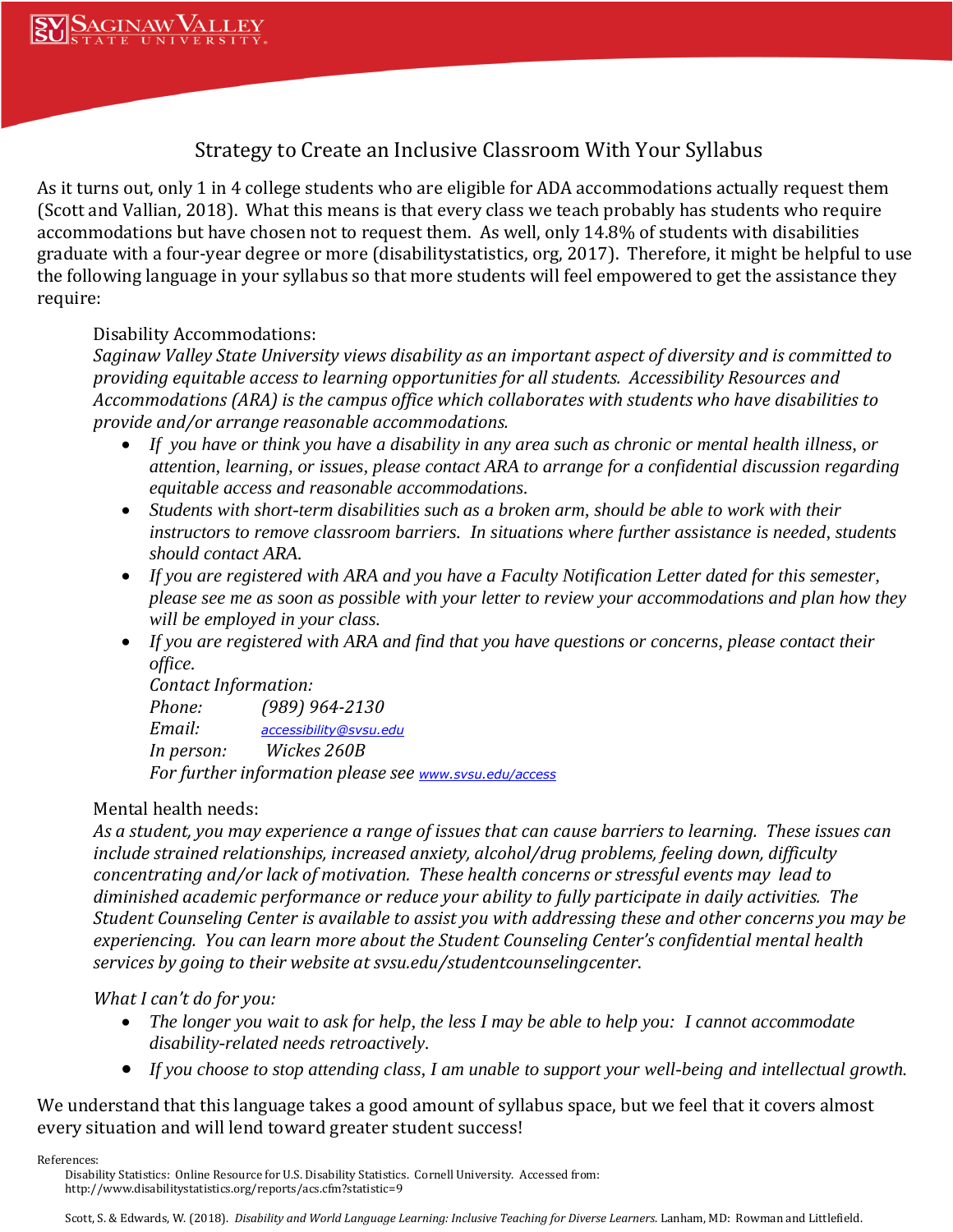# Strategy to Create an Inclusive Classroom With Your Syllabus

As it turns out, only 1 in 4 college students who are eligible for ADA accommodations actually request them (Scott and Vallian, 2018). What this means is that every class we teach probably has students who require accommodations but have chosen not to request them. As well, only 14.8% of students with disabilities graduate with a four-year degree or more (disabilitystatistics, org, 2017). Therefore, it might be helpful to use the following language in your syllabus so that more students will feel empowered to get the assistance they require:

Disability Accommodations:

*Saginaw Valley State University views disability as an important aspect of diversity and is committed to providing equitable access to learning opportunities for all students. Accessibility Resources and Accommodations (ARA) is the campus office which collaborates with students who have disabilities to provide and/or arrange reasonable accommodations.*

- *If you have or think you have a disability in any area such as chronic or mental health illness, or attention, learning, or issues, please contact ARA to arrange for a confidential discussion regarding equitable access and reasonable accommodations.*
- *Students with short-term disabilities such as a broken arm, should be able to work with their instructors to remove classroom barriers. In situations where further assistance is needed, students should contact ARA.*
- *If you are registered with ARA and you have a Faculty Notification Letter dated for this semester, please see me as soon as possible with your letter to review your accommodations and plan how they will be employed in your class.*
- *If you are registered with ARA and find that you have questions or concerns, please contact their office.*

  *Contact Information:*
  *Phone: (989) 964-2130*
  *Email: accessibility@svsu.edu*
  *In person: Wickes 260B*
  *For further information please see www.svsu.edu/access*

Mental health needs:

*As a student, you may experience a range of issues that can cause barriers to learning. These issues can include strained relationships, increased anxiety, alcohol/drug problems, feeling down, difficulty concentrating and/or lack of motivation. These health concerns or stressful events may lead to diminished academic performance or reduce your ability to fully participate in daily activities. The Student Counseling Center is available to assist you with addressing these and other concerns you may be experiencing. You can learn more about the Student Counseling Center's confidential mental health services by going to their website at svsu.edu/studentcounselingcenter.*

*What I can't do for you:*

- *The longer you wait to ask for help, the less I may be able to help you: I cannot accommodate disability-related needs retroactively.*
- *If you choose to stop attending class, I am unable to support your well-being and intellectual growth.*

We understand that this language takes a good amount of syllabus space, but we feel that it covers almost every situation and will lend toward greater student success!

References:

Disability Statistics: Online Resource for U.S. Disability Statistics. Cornell University. Accessed from: http://www.disabilitystatistics.org/reports/acs.cfm?statistic=9

Scott, S. & Edwards, W. (2018). *Disability and World Language Learning: Inclusive Teaching for Diverse Learners.* Lanham, MD: Rowman and Littlefield.